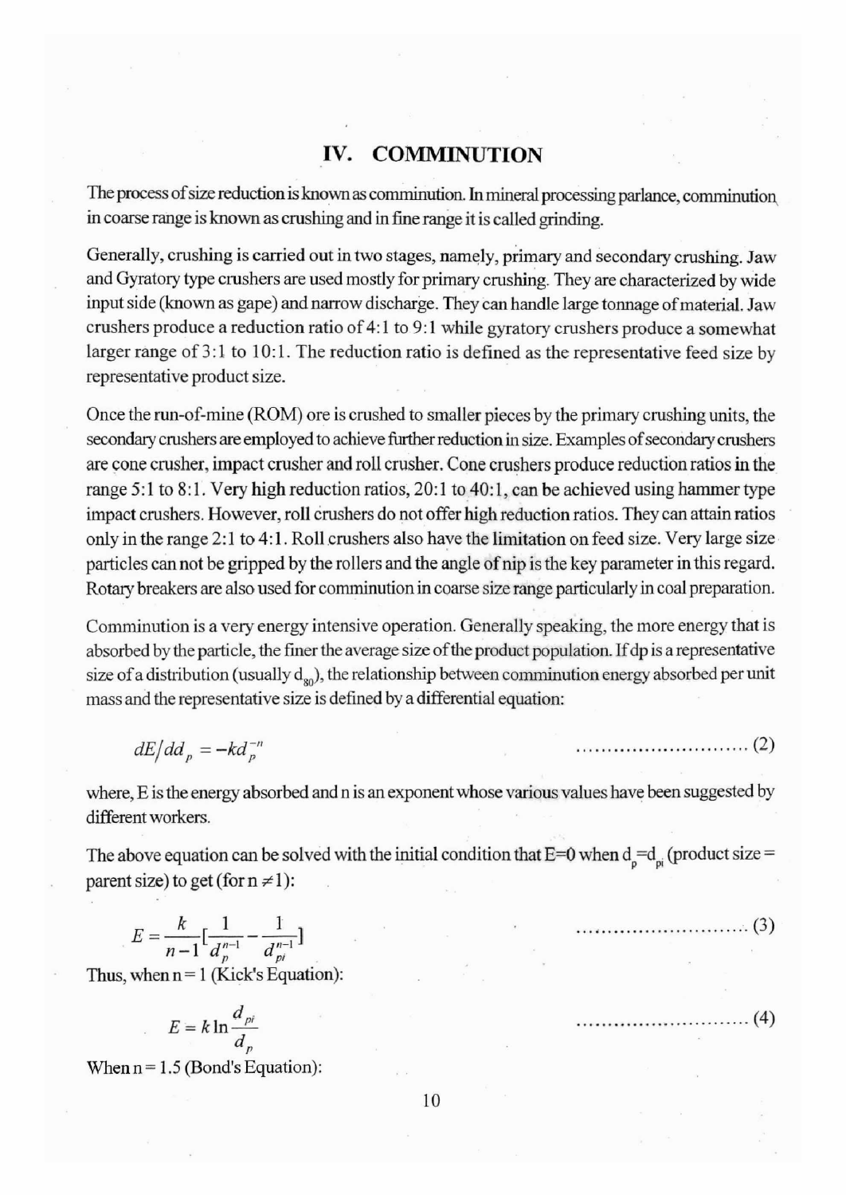# IV. COMMINUTION

The process of size reduction is known as comminution. In mineral processing parlance, comminution in coarse range is known as crushing and in fine range it is called grinding.

Generally, crushing is carried out in two stages, namely, primary and secondary crushing. Jaw and Gyratory type crushers are used mostly for primary crushing. They are characterized by wide input side (known as gape) and narrow discharge. They can handle large tonnage of material. Jaw crushers produce a reduction ratio of 4:1 to 9:1 while gyratory crushers produce a somewhat larger range of 3:1 to 10:1. The reduction ratio is defined as the representative feed size by representative product size.

Once the run-of-mine (ROM) ore is crushed to smaller pieces by the primary crushing units, the secondary crushers are employed to achieve further reduction in size. Examples of secondary crushers are cone crusher, impact crusher and roll crusher. Cone crushers produce reduction ratios in the range 5:1 to 8:1. Very high reduction ratios, 20:1 to 40:1, can be achieved using hammer type impact crushers. However, roll crushers do not offer high reduction ratios. They can attain ratios only in the range 2:1 to 4:1. Roll crushers also have the limitation on feed size. Very large size particles can not be gripped by the rollers and the angle of nip is the key parameter in this regard. Rotary breakers are also used for comminution in coarse size range particularly in coal preparation.

Comminution is a very energy intensive operation. Generally speaking, the more energy that is absorbed by the particle, the finer the average size of the product population. If dp is a representative size of a distribution (usually $d_{80}$), the relationship between comminution energy absorbed per unit mass and the representative size is defined by a differential equation:

$$dE/dd_p = -kd_p^{-n} \qquad \text{......(2)}$$

where, E is the energy absorbed and n is an exponent whose various values have been suggested by different workers.

The above equation can be solved with the initial condition that E=0 when $d_p=d_{pi}$ (product size = parent size) to get (for $n \neq 1$):

$$E = \frac{k}{n-1}\left[\frac{1}{d_p^{n-1}} - \frac{1}{d_{pi}^{n-1}}\right] \qquad \text{......(3)}$$

Thus, when n = 1 (Kick's Equation):

$$E = k \ln \frac{d_{pi}}{d_p} \qquad \text{......(4)}$$

When n = 1.5 (Bond's Equation):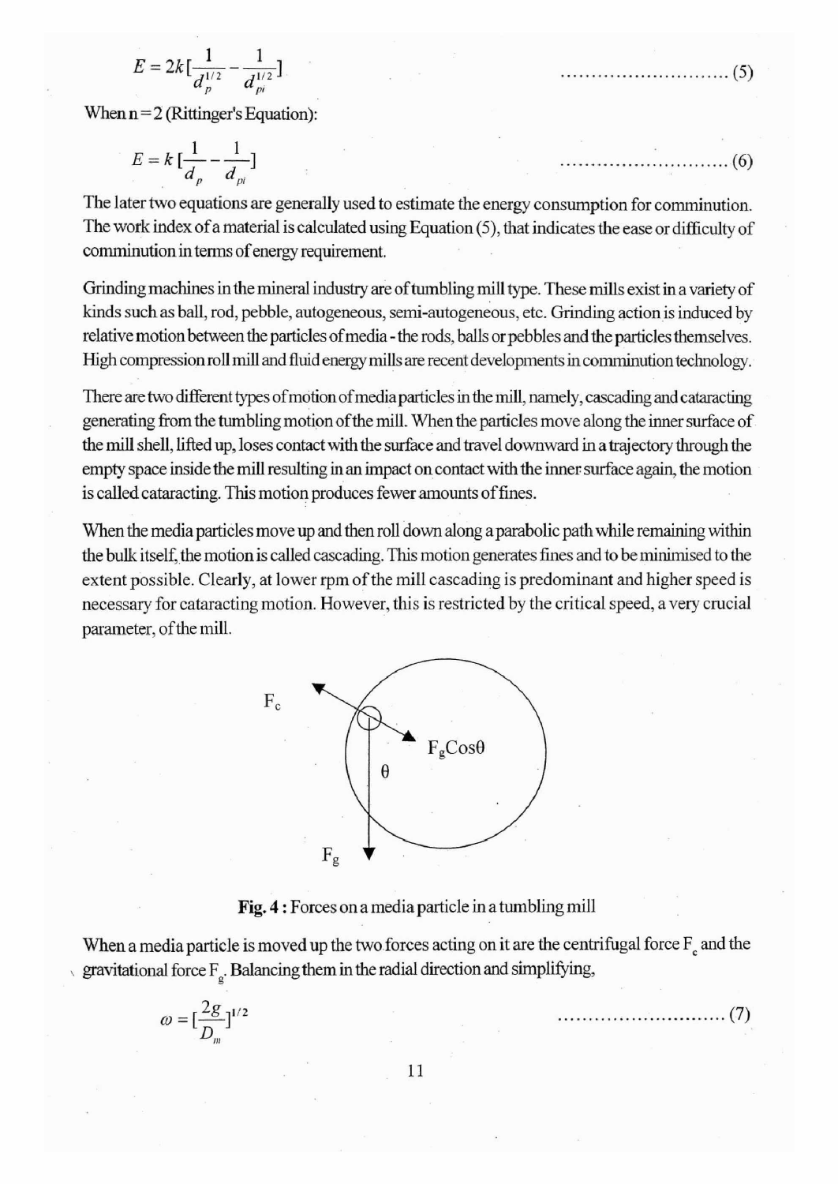$$E = 2k\left[\frac{1}{d_p^{1/2}} - \frac{1}{d_{pi}^{1/2}}\right] \qquad \text{.............................. (5)}$$

When n = 2 (Rittinger's Equation):

$$E = k\left[\frac{1}{d_p} - \frac{1}{d_{pi}}\right] \qquad \text{.............................. (6)}$$

The later two equations are generally used to estimate the energy consumption for comminution. The work index of a material is calculated using Equation (5), that indicates the ease or difficulty of comminution in terms of energy requirement.

Grinding machines in the mineral industry are of tumbling mill type. These mills exist in a variety of kinds such as ball, rod, pebble, autogeneous, semi-autogeneous, etc. Grinding action is induced by relative motion between the particles of media - the rods, balls or pebbles and the particles themselves. High compression roll mill and fluid energy mills are recent developments in comminution technology.

There are two different types of motion of media particles in the mill, namely, cascading and cataracting generating from the tumbling motion of the mill. When the particles move along the inner surface of the mill shell, lifted up, loses contact with the surface and travel downward in a trajectory through the empty space inside the mill resulting in an impact on contact with the inner surface again, the motion is called cataracting. This motion produces fewer amounts of fines.

When the media particles move up and then roll down along a parabolic path while remaining within the bulk itself, the motion is called cascading. This motion generates fines and to be minimised to the extent possible. Clearly, at lower rpm of the mill cascading is predominant and higher speed is necessary for cataracting motion. However, this is restricted by the critical speed, a very crucial parameter, of the mill.

$F_c$ &nbsp;&nbsp; $F_g\cos\theta$ &nbsp;&nbsp; $\theta$ &nbsp;&nbsp; $F_g$

**Fig. 4 :** Forces on a media particle in a tumbling mill

When a media particle is moved up the two forces acting on it are the centrifugal force $F_c$ and the gravitational force $F_g$. Balancing them in the radial direction and simplifying,

$$\omega = \left[\frac{2g}{D_m}\right]^{1/2} \qquad \text{.............................. (7)}$$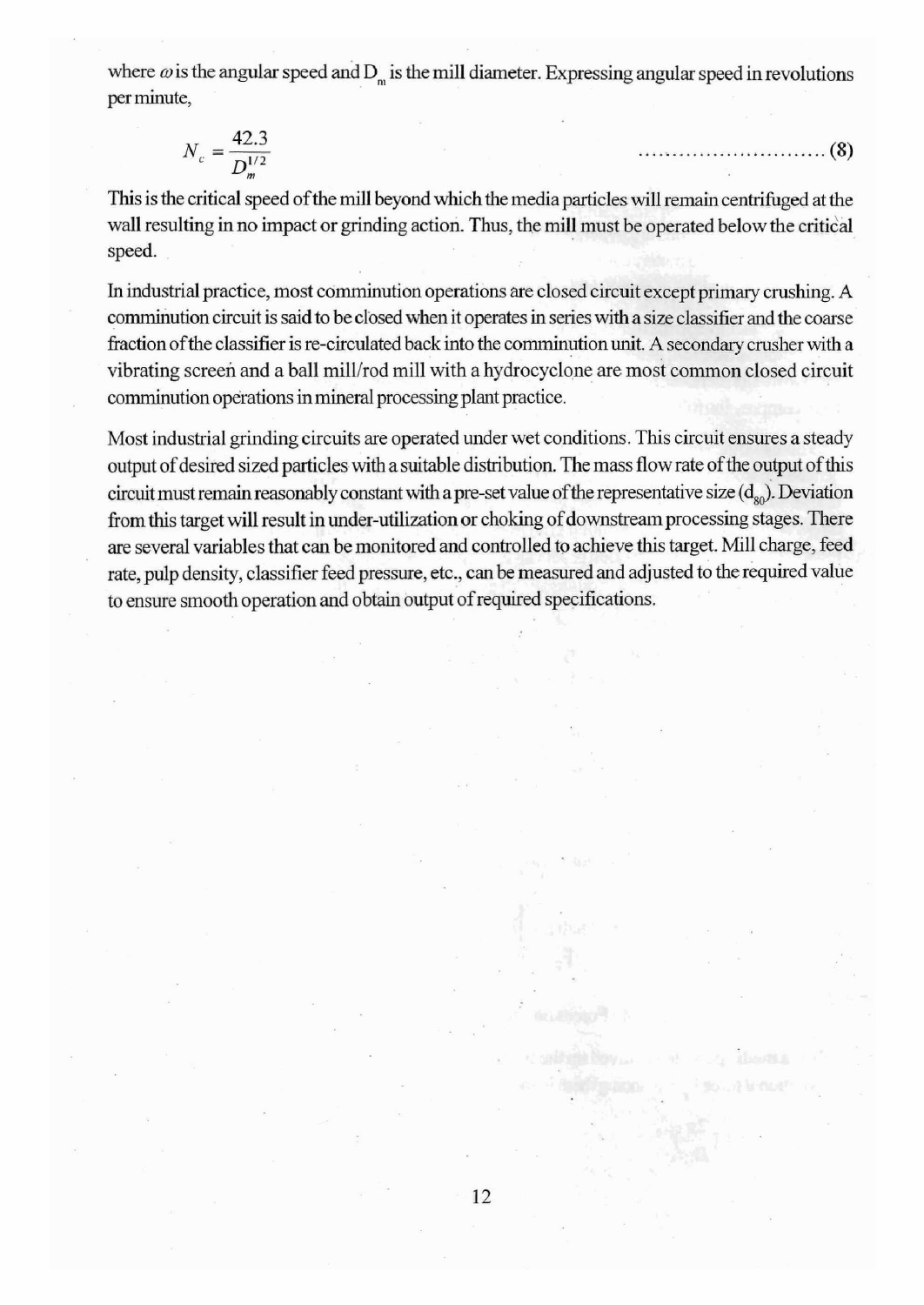where $\omega$ is the angular speed and $D_m$ is the mill diameter. Expressing angular speed in revolutions per minute,

$$N_c = \frac{42.3}{D_m^{1/2}} \qquad \text{............................ (8)}$$

This is the critical speed of the mill beyond which the media particles will remain centrifuged at the wall resulting in no impact or grinding action. Thus, the mill must be operated below the critical speed.

In industrial practice, most comminution operations are closed circuit except primary crushing. A comminution circuit is said to be closed when it operates in series with a size classifier and the coarse fraction of the classifier is re-circulated back into the comminution unit. A secondary crusher with a vibrating screen and a ball mill/rod mill with a hydrocyclone are most common closed circuit comminution operations in mineral processing plant practice.

Most industrial grinding circuits are operated under wet conditions. This circuit ensures a steady output of desired sized particles with a suitable distribution. The mass flow rate of the output of this circuit must remain reasonably constant with a pre-set value of the representative size ($d_{80}$). Deviation from this target will result in under-utilization or choking of downstream processing stages. There are several variables that can be monitored and controlled to achieve this target. Mill charge, feed rate, pulp density, classifier feed pressure, etc., can be measured and adjusted to the required value to ensure smooth operation and obtain output of required specifications.